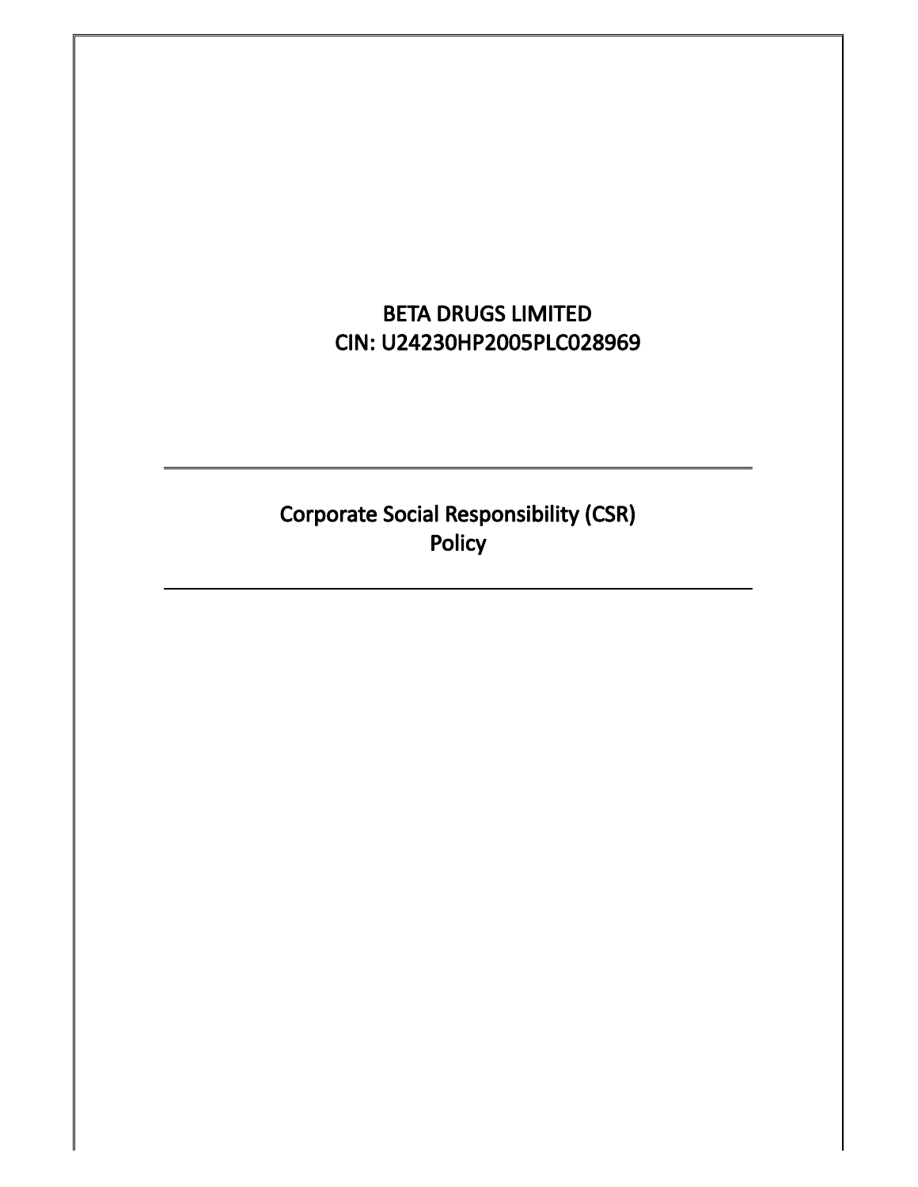# BETA DRUGS LIMITED

## CIN: U24230HP2005PLC028969

---

# Corporate Social Responsibility (CSR) Policy

---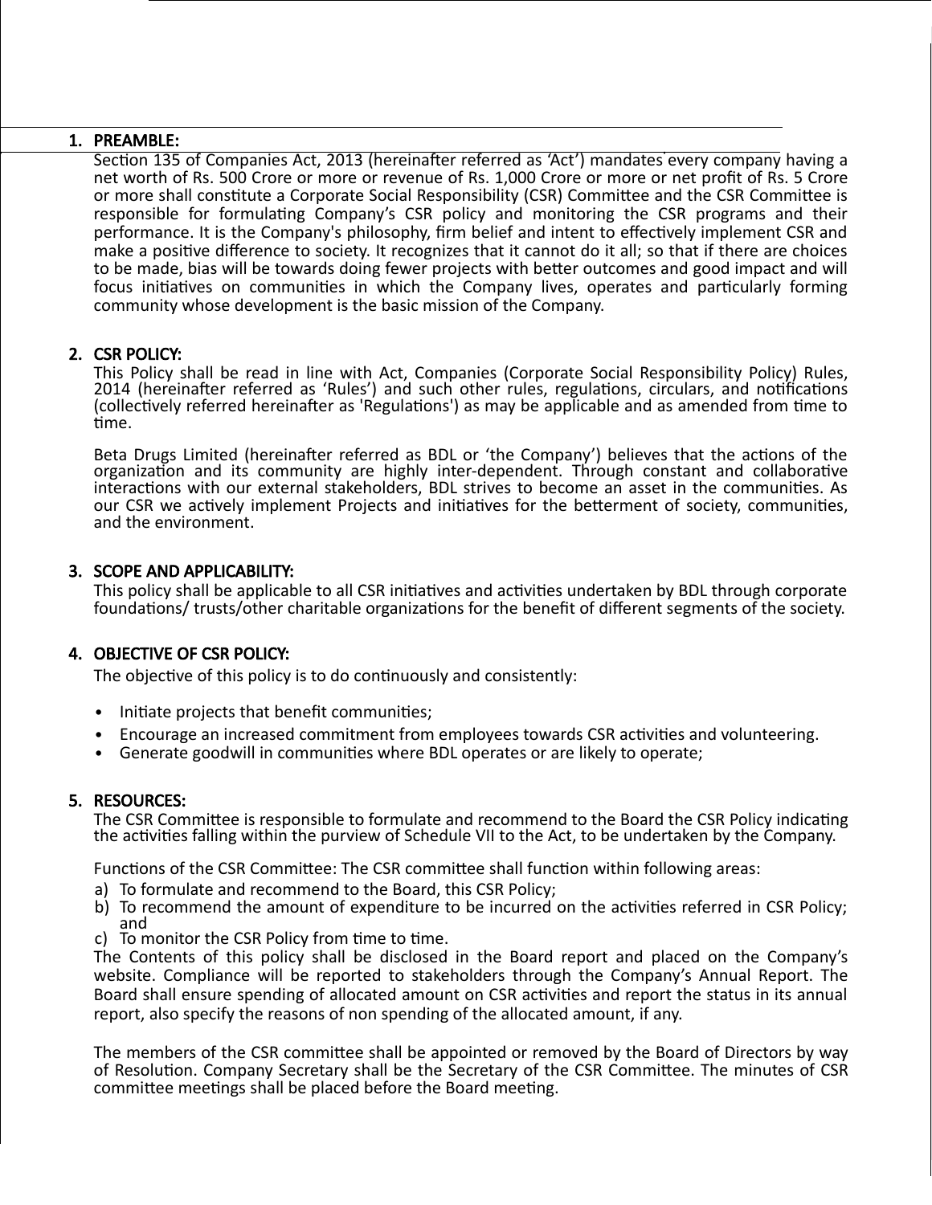## 1. PREAMBLE:

Section 135 of Companies Act, 2013 (hereinafter referred as 'Act') mandates every company having a net worth of Rs. 500 Crore or more or revenue of Rs. 1,000 Crore or more or net profit of Rs. 5 Crore or more shall constitute a Corporate Social Responsibility (CSR) Committee and the CSR Committee is responsible for formulating Company's CSR policy and monitoring the CSR programs and their performance. It is the Company's philosophy, firm belief and intent to effectively implement CSR and make a positive difference to society. It recognizes that it cannot do it all; so that if there are choices to be made, bias will be towards doing fewer projects with better outcomes and good impact and will focus initiatives on communities in which the Company lives, operates and particularly forming community whose development is the basic mission of the Company.

## 2. CSR POLICY:

This Policy shall be read in line with Act, Companies (Corporate Social Responsibility Policy) Rules, 2014 (hereinafter referred as 'Rules') and such other rules, regulations, circulars, and notifications (collectively referred hereinafter as 'Regulations') as may be applicable and as amended from time to time.

Beta Drugs Limited (hereinafter referred as BDL or 'the Company') believes that the actions of the organization and its community are highly inter-dependent. Through constant and collaborative interactions with our external stakeholders, BDL strives to become an asset in the communities. As our CSR we actively implement Projects and initiatives for the betterment of society, communities, and the environment.

## 3. SCOPE AND APPLICABILITY:

This policy shall be applicable to all CSR initiatives and activities undertaken by BDL through corporate foundations/ trusts/other charitable organizations for the benefit of different segments of the society.

## 4. OBJECTIVE OF CSR POLICY:

The objective of this policy is to do continuously and consistently:

- Initiate projects that benefit communities;
- Encourage an increased commitment from employees towards CSR activities and volunteering.
- Generate goodwill in communities where BDL operates or are likely to operate;

## 5. RESOURCES:

The CSR Committee is responsible to formulate and recommend to the Board the CSR Policy indicating the activities falling within the purview of Schedule VII to the Act, to be undertaken by the Company.

Functions of the CSR Committee: The CSR committee shall function within following areas:

a) To formulate and recommend to the Board, this CSR Policy;
b) To recommend the amount of expenditure to be incurred on the activities referred in CSR Policy; and
c) To monitor the CSR Policy from time to time.

The Contents of this policy shall be disclosed in the Board report and placed on the Company's website. Compliance will be reported to stakeholders through the Company's Annual Report. The Board shall ensure spending of allocated amount on CSR activities and report the status in its annual report, also specify the reasons of non spending of the allocated amount, if any.

The members of the CSR committee shall be appointed or removed by the Board of Directors by way of Resolution. Company Secretary shall be the Secretary of the CSR Committee. The minutes of CSR committee meetings shall be placed before the Board meeting.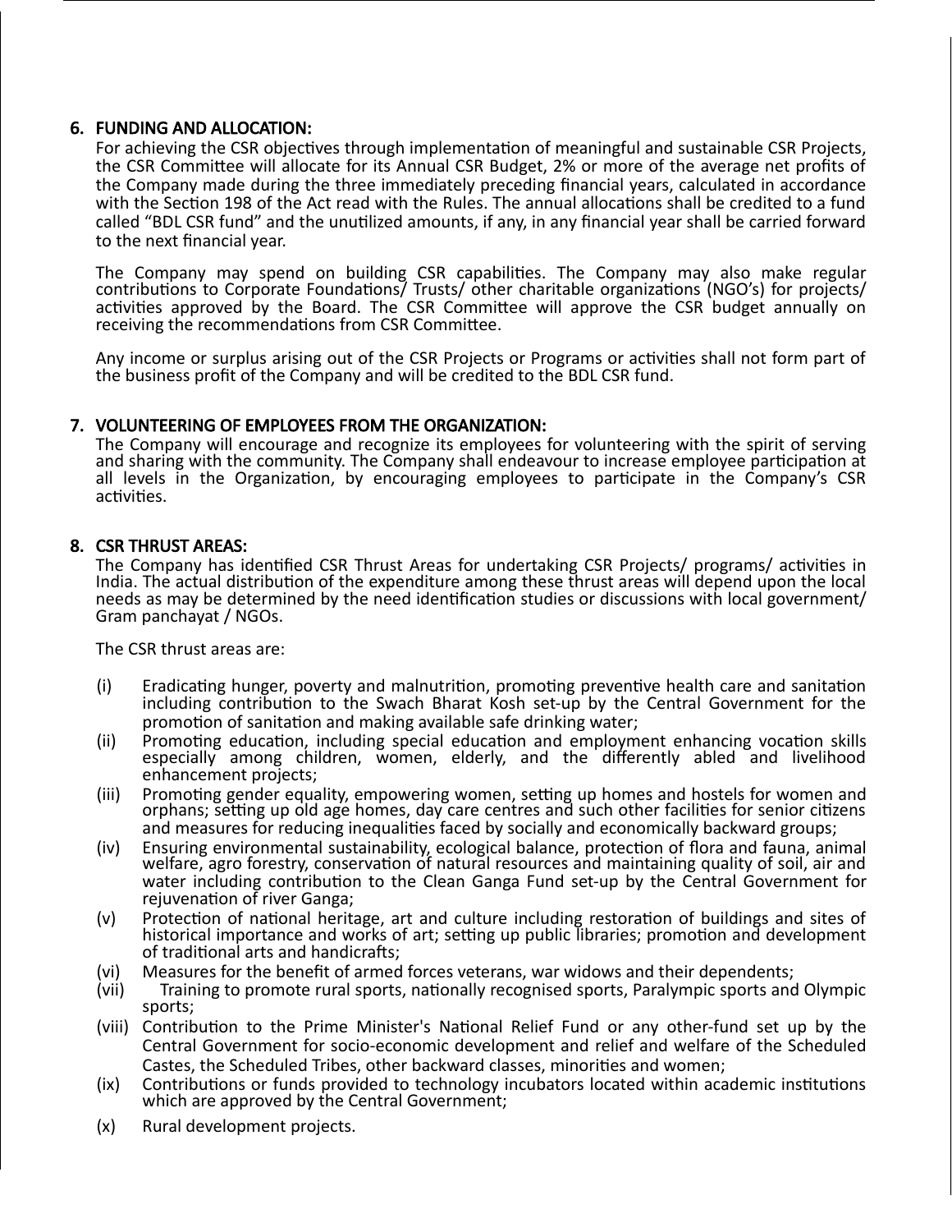## 6. FUNDING AND ALLOCATION:

For achieving the CSR objectives through implementation of meaningful and sustainable CSR Projects, the CSR Committee will allocate for its Annual CSR Budget, 2% or more of the average net profits of the Company made during the three immediately preceding financial years, calculated in accordance with the Section 198 of the Act read with the Rules. The annual allocations shall be credited to a fund called "BDL CSR fund" and the unutilized amounts, if any, in any financial year shall be carried forward to the next financial year.

The Company may spend on building CSR capabilities. The Company may also make regular contributions to Corporate Foundations/ Trusts/ other charitable organizations (NGO's) for projects/ activities approved by the Board. The CSR Committee will approve the CSR budget annually on receiving the recommendations from CSR Committee.

Any income or surplus arising out of the CSR Projects or Programs or activities shall not form part of the business profit of the Company and will be credited to the BDL CSR fund.

## 7. VOLUNTEERING OF EMPLOYEES FROM THE ORGANIZATION:

The Company will encourage and recognize its employees for volunteering with the spirit of serving and sharing with the community. The Company shall endeavour to increase employee participation at all levels in the Organization, by encouraging employees to participate in the Company's CSR activities.

## 8. CSR THRUST AREAS:

The Company has identified CSR Thrust Areas for undertaking CSR Projects/ programs/ activities in India. The actual distribution of the expenditure among these thrust areas will depend upon the local needs as may be determined by the need identification studies or discussions with local government/ Gram panchayat / NGOs.

The CSR thrust areas are:

- (i) Eradicating hunger, poverty and malnutrition, promoting preventive health care and sanitation including contribution to the Swach Bharat Kosh set-up by the Central Government for the promotion of sanitation and making available safe drinking water;
- (ii) Promoting education, including special education and employment enhancing vocation skills especially among children, women, elderly, and the differently abled and livelihood enhancement projects;
- (iii) Promoting gender equality, empowering women, setting up homes and hostels for women and orphans; setting up old age homes, day care centres and such other facilities for senior citizens and measures for reducing inequalities faced by socially and economically backward groups;
- (iv) Ensuring environmental sustainability, ecological balance, protection of flora and fauna, animal welfare, agro forestry, conservation of natural resources and maintaining quality of soil, air and water including contribution to the Clean Ganga Fund set-up by the Central Government for rejuvenation of river Ganga;
- (v) Protection of national heritage, art and culture including restoration of buildings and sites of historical importance and works of art; setting up public libraries; promotion and development of traditional arts and handicrafts;
- (vi) Measures for the benefit of armed forces veterans, war widows and their dependents;
- (vii) Training to promote rural sports, nationally recognised sports, Paralympic sports and Olympic sports;
- (viii) Contribution to the Prime Minister's National Relief Fund or any other-fund set up by the Central Government for socio-economic development and relief and welfare of the Scheduled Castes, the Scheduled Tribes, other backward classes, minorities and women;
- (ix) Contributions or funds provided to technology incubators located within academic institutions which are approved by the Central Government;
- (x) Rural development projects.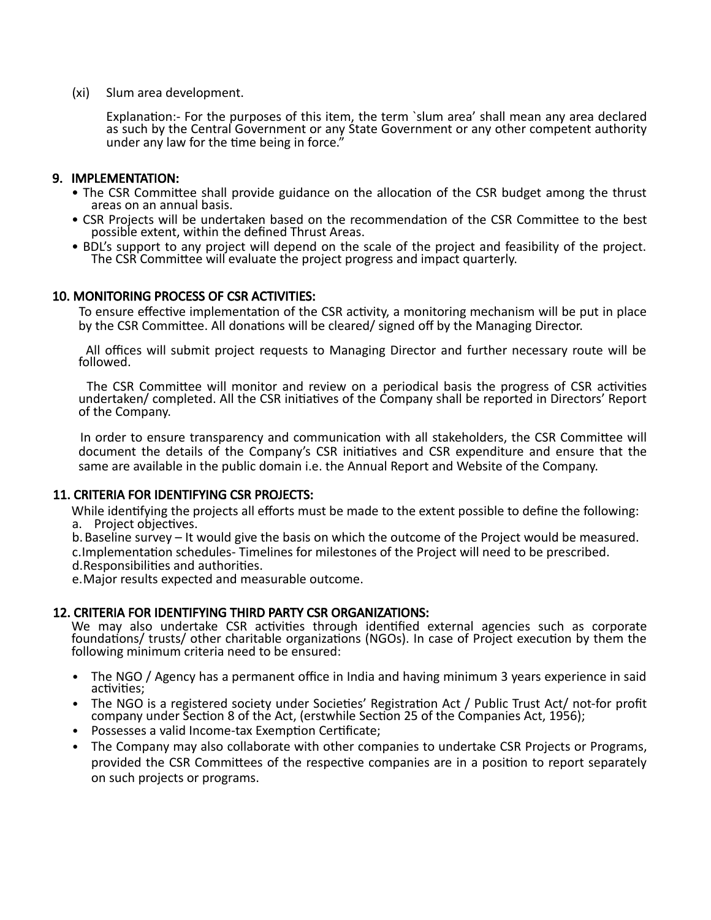(xi) Slum area development.

Explanation:- For the purposes of this item, the term `slum area' shall mean any area declared as such by the Central Government or any State Government or any other competent authority under any law for the time being in force."

## 9. IMPLEMENTATION:

- The CSR Committee shall provide guidance on the allocation of the CSR budget among the thrust areas on an annual basis.
- CSR Projects will be undertaken based on the recommendation of the CSR Committee to the best possible extent, within the defined Thrust Areas.
- BDL's support to any project will depend on the scale of the project and feasibility of the project. The CSR Committee will evaluate the project progress and impact quarterly.

## 10. MONITORING PROCESS OF CSR ACTIVITIES:

To ensure effective implementation of the CSR activity, a monitoring mechanism will be put in place by the CSR Committee. All donations will be cleared/ signed off by the Managing Director.

All offices will submit project requests to Managing Director and further necessary route will be followed.

The CSR Committee will monitor and review on a periodical basis the progress of CSR activities undertaken/ completed. All the CSR initiatives of the Company shall be reported in Directors' Report of the Company.

In order to ensure transparency and communication with all stakeholders, the CSR Committee will document the details of the Company's CSR initiatives and CSR expenditure and ensure that the same are available in the public domain i.e. the Annual Report and Website of the Company.

## 11. CRITERIA FOR IDENTIFYING CSR PROJECTS:

While identifying the projects all efforts must be made to the extent possible to define the following:

a. Project objectives.
b. Baseline survey – It would give the basis on which the outcome of the Project would be measured.
c. Implementation schedules- Timelines for milestones of the Project will need to be prescribed.
d. Responsibilities and authorities.
e. Major results expected and measurable outcome.

## 12. CRITERIA FOR IDENTIFYING THIRD PARTY CSR ORGANIZATIONS:

We may also undertake CSR activities through identified external agencies such as corporate foundations/ trusts/ other charitable organizations (NGOs). In case of Project execution by them the following minimum criteria need to be ensured:

- The NGO / Agency has a permanent office in India and having minimum 3 years experience in said activities;
- The NGO is a registered society under Societies' Registration Act / Public Trust Act/ not-for profit company under Section 8 of the Act, (erstwhile Section 25 of the Companies Act, 1956);
- Possesses a valid Income-tax Exemption Certificate;
- The Company may also collaborate with other companies to undertake CSR Projects or Programs, provided the CSR Committees of the respective companies are in a position to report separately on such projects or programs.